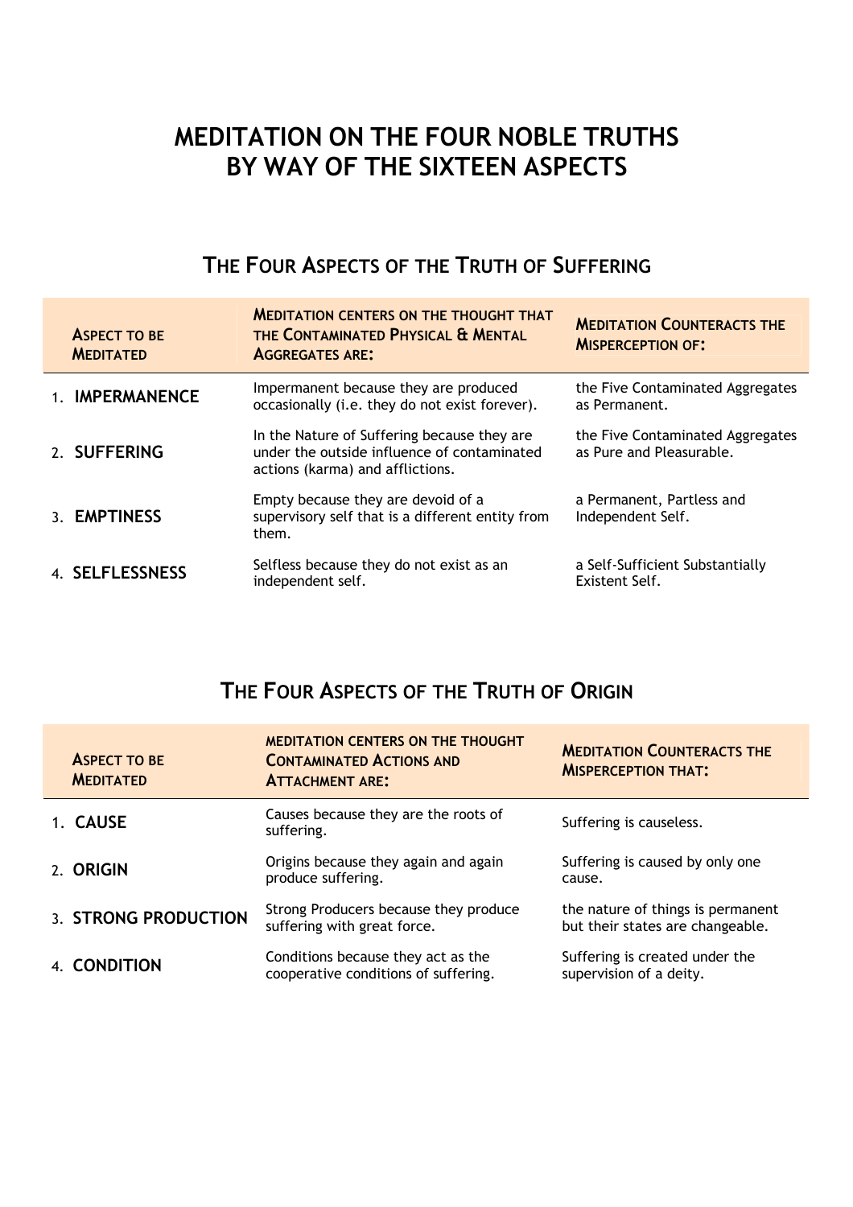# MEDITATION ON THE FOUR NOBLE TRUTHS BY WAY OF THE SIXTEEN ASPECTS

## THE FOUR ASPECTS OF THE TRUTH OF SUFFERING

| ASPECT TO BE MEDITATED | MEDITATION CENTERS ON THE THOUGHT THAT THE CONTAMINATED PHYSICAL & MENTAL AGGREGATES ARE: | MEDITATION COUNTERACTS THE MISPERCEPTION OF: |
|---|---|---|
| 1. **IMPERMANENCE** | Impermanent because they are produced occasionally (i.e. they do not exist forever). | the Five Contaminated Aggregates as Permanent. |
| 2. **SUFFERING** | In the Nature of Suffering because they are under the outside influence of contaminated actions (karma) and afflictions. | the Five Contaminated Aggregates as Pure and Pleasurable. |
| 3. **EMPTINESS** | Empty because they are devoid of a supervisory self that is a different entity from them. | a Permanent, Partless and Independent Self. |
| 4. **SELFLESSNESS** | Selfless because they do not exist as an independent self. | a Self-Sufficient Substantially Existent Self. |

## THE FOUR ASPECTS OF THE TRUTH OF ORIGIN

| ASPECT TO BE MEDITATED | MEDITATION CENTERS ON THE THOUGHT CONTAMINATED ACTIONS AND ATTACHMENT ARE: | MEDITATION COUNTERACTS THE MISPERCEPTION THAT: |
|---|---|---|
| 1. **CAUSE** | Causes because they are the roots of suffering. | Suffering is causeless. |
| 2. **ORIGIN** | Origins because they again and again produce suffering. | Suffering is caused by only one cause. |
| 3. **STRONG PRODUCTION** | Strong Producers because they produce suffering with great force. | the nature of things is permanent but their states are changeable. |
| 4. **CONDITION** | Conditions because they act as the cooperative conditions of suffering. | Suffering is created under the supervision of a deity. |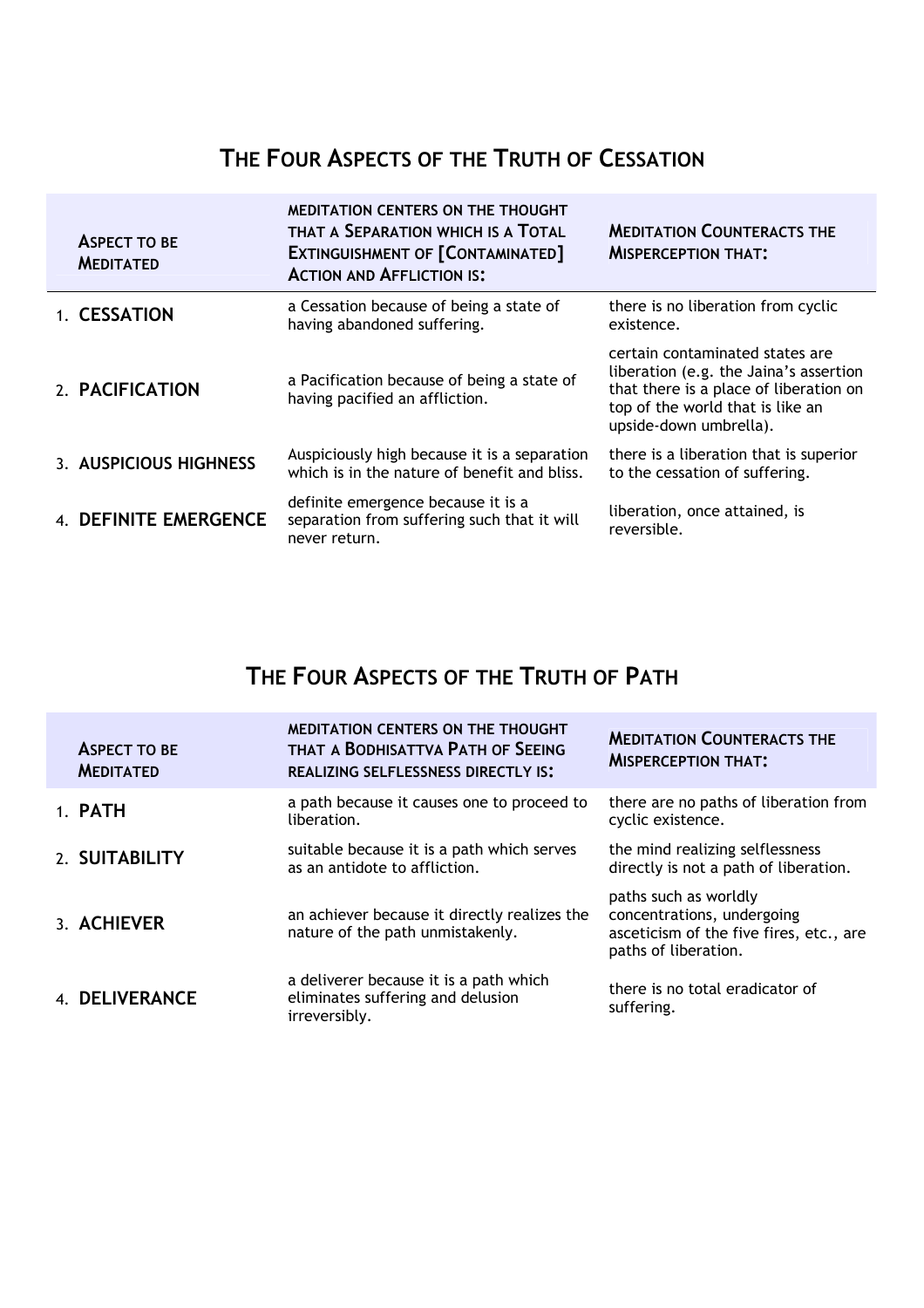## The Four Aspects of the Truth of Cessation

| Aspect to be Meditated | Meditation centers on the thought that a Separation which is a Total Extinguishment of [Contaminated] Action and Affliction is: | Meditation Counteracts the Misperception that: |
|---|---|---|
| 1. **CESSATION** | a Cessation because of being a state of having abandoned suffering. | there is no liberation from cyclic existence. |
| 2. **PACIFICATION** | a Pacification because of being a state of having pacified an affliction. | certain contaminated states are liberation (e.g. the Jaina's assertion that there is a place of liberation on top of the world that is like an upside-down umbrella). |
| 3. **AUSPICIOUS HIGHNESS** | Auspiciously high because it is a separation which is in the nature of benefit and bliss. | there is a liberation that is superior to the cessation of suffering. |
| 4. **DEFINITE EMERGENCE** | definite emergence because it is a separation from suffering such that it will never return. | liberation, once attained, is reversible. |

## The Four Aspects of the Truth of Path

| Aspect to be Meditated | Meditation centers on the thought that a Bodhisattva Path of Seeing realizing selflessness directly is: | Meditation Counteracts the Misperception that: |
|---|---|---|
| 1. **PATH** | a path because it causes one to proceed to liberation. | there are no paths of liberation from cyclic existence. |
| 2. **SUITABILITY** | suitable because it is a path which serves as an antidote to affliction. | the mind realizing selflessness directly is not a path of liberation. |
| 3. **ACHIEVER** | an achiever because it directly realizes the nature of the path unmistakenly. | paths such as worldly concentrations, undergoing asceticism of the five fires, etc., are paths of liberation. |
| 4. **DELIVERANCE** | a deliverer because it is a path which eliminates suffering and delusion irreversibly. | there is no total eradicator of suffering. |